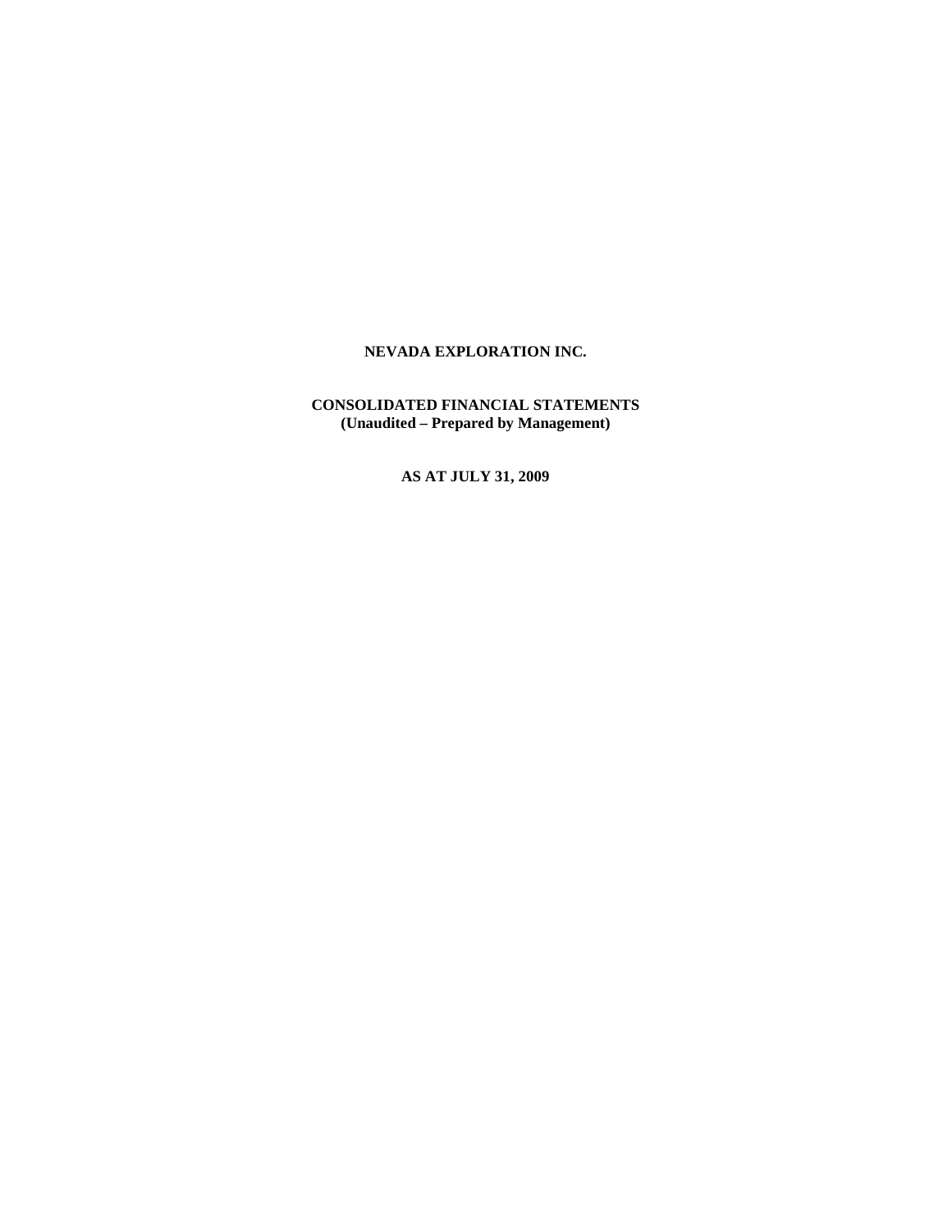# NEVADA EXPLORATION INC.

## CONSOLIDATED FINANCIAL STATEMENTS
**(Unaudited – Prepared by Management)**

**AS AT JULY 31, 2009**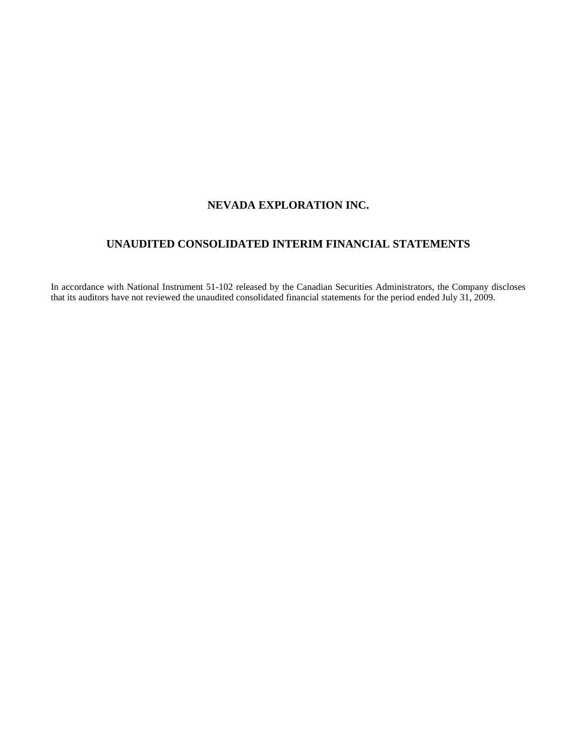# NEVADA EXPLORATION INC.

## UNAUDITED CONSOLIDATED INTERIM FINANCIAL STATEMENTS

In accordance with National Instrument 51-102 released by the Canadian Securities Administrators, the Company discloses that its auditors have not reviewed the unaudited consolidated financial statements for the period ended July 31, 2009.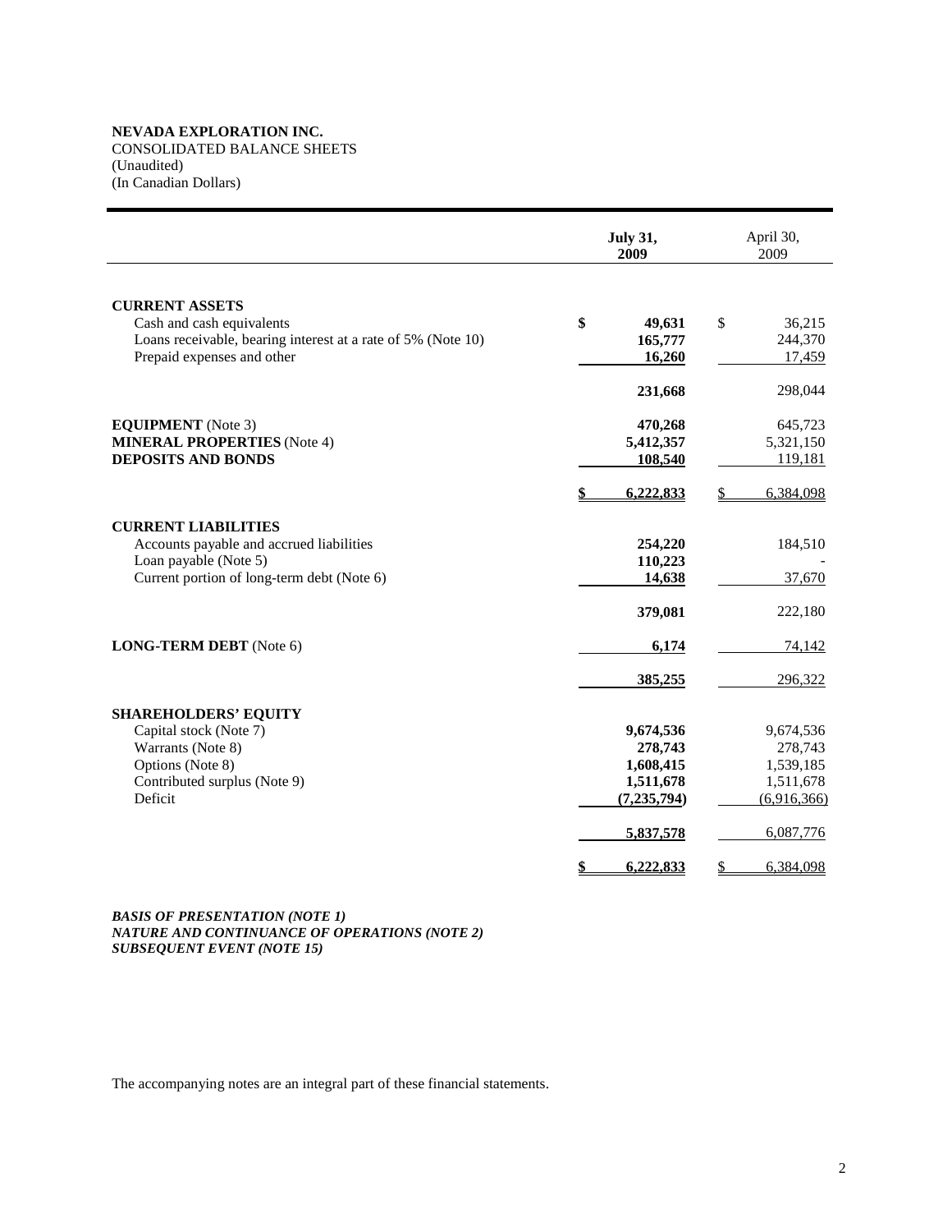**NEVADA EXPLORATION INC.**
CONSOLIDATED BALANCE SHEETS
(Unaudited)
(In Canadian Dollars)

| | **July 31, 2009** | April 30, 2009 |
|---|---|---|
| **CURRENT ASSETS** | | |
| Cash and cash equivalents | **$ 49,631** | $ 36,215 |
| Loans receivable, bearing interest at a rate of 5% (Note 10) | **165,777** | 244,370 |
| Prepaid expenses and other | **16,260** | 17,459 |
| | **231,668** | 298,044 |
| **EQUIPMENT** (Note 3) | **470,268** | 645,723 |
| **MINERAL PROPERTIES** (Note 4) | **5,412,357** | 5,321,150 |
| **DEPOSITS AND BONDS** | **108,540** | 119,181 |
| | **$ 6,222,833** | $ 6,384,098 |
| **CURRENT LIABILITIES** | | |
| Accounts payable and accrued liabilities | **254,220** | 184,510 |
| Loan payable (Note 5) | **110,223** | - |
| Current portion of long-term debt (Note 6) | **14,638** | 37,670 |
| | **379,081** | 222,180 |
| **LONG-TERM DEBT** (Note 6) | **6,174** | 74,142 |
| | **385,255** | 296,322 |
| **SHAREHOLDERS' EQUITY** | | |
| Capital stock (Note 7) | **9,674,536** | 9,674,536 |
| Warrants (Note 8) | **278,743** | 278,743 |
| Options (Note 8) | **1,608,415** | 1,539,185 |
| Contributed surplus (Note 9) | **1,511,678** | 1,511,678 |
| Deficit | **(7,235,794)** | (6,916,366) |
| | **5,837,578** | 6,087,776 |
| | **$ 6,222,833** | $ 6,384,098 |

***BASIS OF PRESENTATION (NOTE 1)***
***NATURE AND CONTINUANCE OF OPERATIONS (NOTE 2)***
***SUBSEQUENT EVENT (NOTE 15)***

The accompanying notes are an integral part of these financial statements.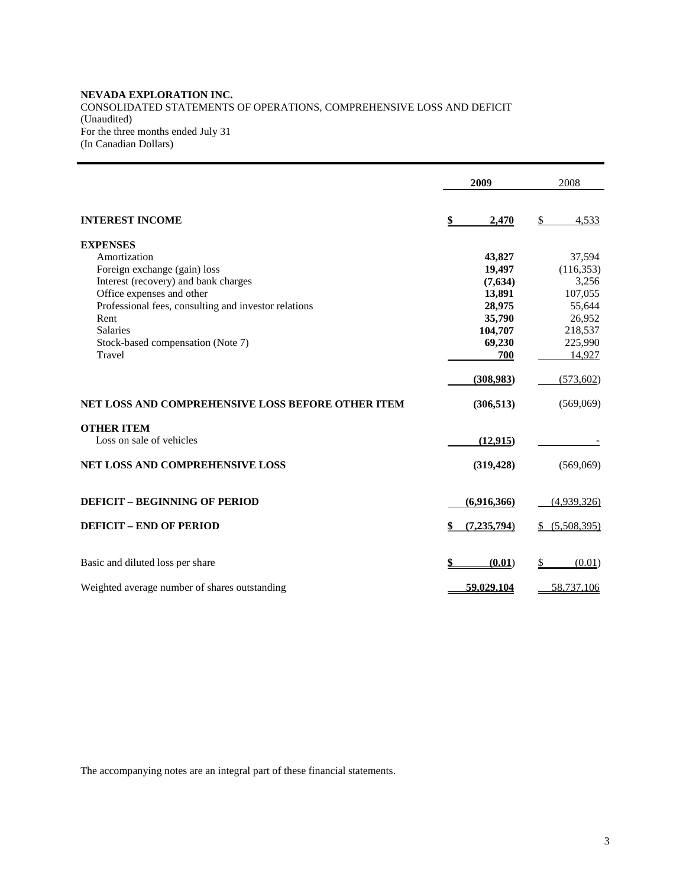**NEVADA EXPLORATION INC.**
CONSOLIDATED STATEMENTS OF OPERATIONS, COMPREHENSIVE LOSS AND DEFICIT
(Unaudited)
For the three months ended July 31
(In Canadian Dollars)

| | **2009** | 2008 |
|---|---|---|
| **INTEREST INCOME** | **$ 2,470** | $ 4,533 |
| **EXPENSES** | | |
| Amortization | **43,827** | 37,594 |
| Foreign exchange (gain) loss | **19,497** | (116,353) |
| Interest (recovery) and bank charges | **(7,634)** | 3,256 |
| Office expenses and other | **13,891** | 107,055 |
| Professional fees, consulting and investor relations | **28,975** | 55,644 |
| Rent | **35,790** | 26,952 |
| Salaries | **104,707** | 218,537 |
| Stock-based compensation (Note 7) | **69,230** | 225,990 |
| Travel | **700** | 14,927 |
| | **(308,983)** | (573,602) |
| **NET LOSS AND COMPREHENSIVE LOSS BEFORE OTHER ITEM** | **(306,513)** | (569,069) |
| **OTHER ITEM** | | |
| Loss on sale of vehicles | **(12,915)** | - |
| **NET LOSS AND COMPREHENSIVE LOSS** | **(319,428)** | (569,069) |
| **DEFICIT – BEGINNING OF PERIOD** | **(6,916,366)** | (4,939,326) |
| **DEFICIT – END OF PERIOD** | **$ (7,235,794)** | $ (5,508,395) |
| Basic and diluted loss per share | **$ (0.01)** | $ (0.01) |
| Weighted average number of shares outstanding | **59,029,104** | 58,737,106 |

The accompanying notes are an integral part of these financial statements.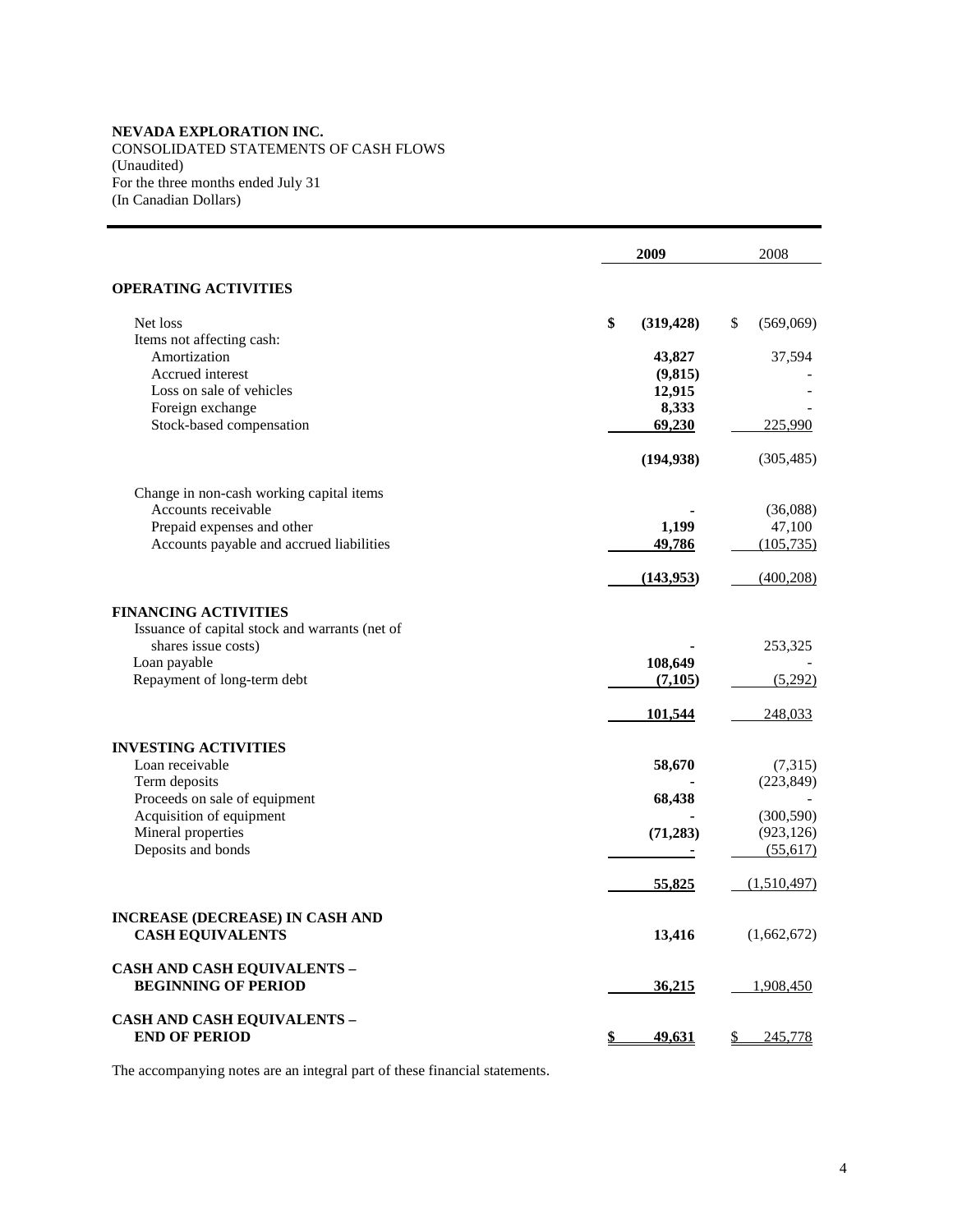**NEVADA EXPLORATION INC.**
CONSOLIDATED STATEMENTS OF CASH FLOWS
(Unaudited)
For the three months ended July 31
(In Canadian Dollars)

| | **2009** | 2008 |
|---|---|---|
| **OPERATING ACTIVITIES** | | |
| Net loss | **$ (319,428)** | $ (569,069) |
| Items not affecting cash: | | |
| Amortization | **43,827** | 37,594 |
| Accrued interest | **(9,815)** | - |
| Loss on sale of vehicles | **12,915** | - |
| Foreign exchange | **8,333** | - |
| Stock-based compensation | **69,230** | 225,990 |
| | **(194,938)** | (305,485) |
| Change in non-cash working capital items | | |
| Accounts receivable | **-** | (36,088) |
| Prepaid expenses and other | **1,199** | 47,100 |
| Accounts payable and accrued liabilities | **49,786** | (105,735) |
| | **(143,953)** | (400,208) |
| **FINANCING ACTIVITIES** | | |
| Issuance of capital stock and warrants (net of shares issue costs) | **-** | 253,325 |
| Loan payable | **108,649** | - |
| Repayment of long-term debt | **(7,105)** | (5,292) |
| | **101,544** | 248,033 |
| **INVESTING ACTIVITIES** | | |
| Loan receivable | **58,670** | (7,315) |
| Term deposits | **-** | (223,849) |
| Proceeds on sale of equipment | **68,438** | - |
| Acquisition of equipment | **-** | (300,590) |
| Mineral properties | **(71,283)** | (923,126) |
| Deposits and bonds | **-** | (55,617) |
| | **55,825** | (1,510,497) |
| **INCREASE (DECREASE) IN CASH AND CASH EQUIVALENTS** | **13,416** | (1,662,672) |
| **CASH AND CASH EQUIVALENTS – BEGINNING OF PERIOD** | **36,215** | 1,908,450 |
| **CASH AND CASH EQUIVALENTS – END OF PERIOD** | **$ 49,631** | $ 245,778 |

The accompanying notes are an integral part of these financial statements.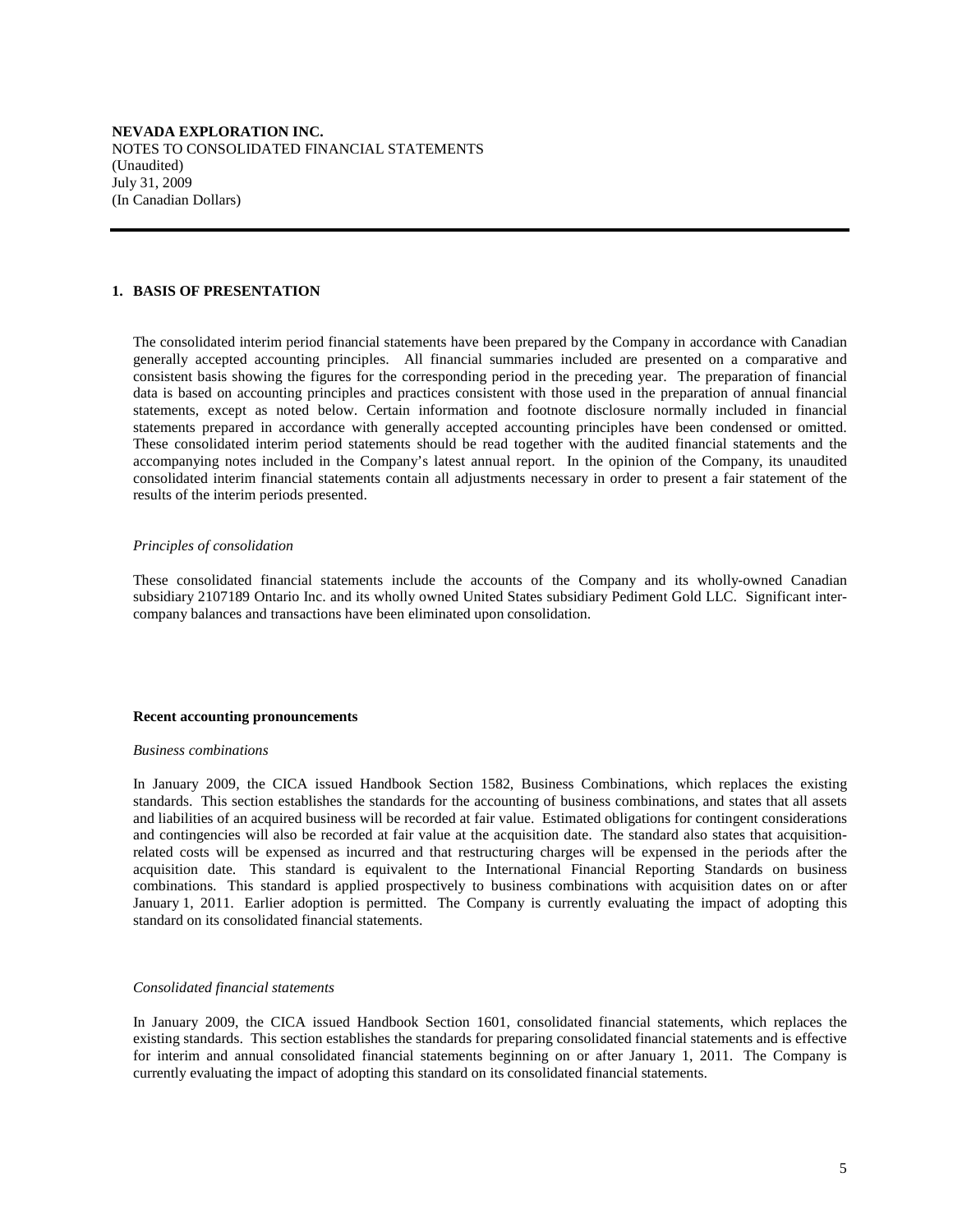**NEVADA EXPLORATION INC.**
NOTES TO CONSOLIDATED FINANCIAL STATEMENTS
(Unaudited)
July 31, 2009
(In Canadian Dollars)

## 1. BASIS OF PRESENTATION

The consolidated interim period financial statements have been prepared by the Company in accordance with Canadian generally accepted accounting principles. All financial summaries included are presented on a comparative and consistent basis showing the figures for the corresponding period in the preceding year. The preparation of financial data is based on accounting principles and practices consistent with those used in the preparation of annual financial statements, except as noted below. Certain information and footnote disclosure normally included in financial statements prepared in accordance with generally accepted accounting principles have been condensed or omitted. These consolidated interim period statements should be read together with the audited financial statements and the accompanying notes included in the Company's latest annual report. In the opinion of the Company, its unaudited consolidated interim financial statements contain all adjustments necessary in order to present a fair statement of the results of the interim periods presented.

*Principles of consolidation*

These consolidated financial statements include the accounts of the Company and its wholly-owned Canadian subsidiary 2107189 Ontario Inc. and its wholly owned United States subsidiary Pediment Gold LLC. Significant inter-company balances and transactions have been eliminated upon consolidation.

**Recent accounting pronouncements**

*Business combinations*

In January 2009, the CICA issued Handbook Section 1582, Business Combinations, which replaces the existing standards. This section establishes the standards for the accounting of business combinations, and states that all assets and liabilities of an acquired business will be recorded at fair value. Estimated obligations for contingent considerations and contingencies will also be recorded at fair value at the acquisition date. The standard also states that acquisition-related costs will be expensed as incurred and that restructuring charges will be expensed in the periods after the acquisition date. This standard is equivalent to the International Financial Reporting Standards on business combinations. This standard is applied prospectively to business combinations with acquisition dates on or after January 1, 2011. Earlier adoption is permitted. The Company is currently evaluating the impact of adopting this standard on its consolidated financial statements.

*Consolidated financial statements*

In January 2009, the CICA issued Handbook Section 1601, consolidated financial statements, which replaces the existing standards. This section establishes the standards for preparing consolidated financial statements and is effective for interim and annual consolidated financial statements beginning on or after January 1, 2011. The Company is currently evaluating the impact of adopting this standard on its consolidated financial statements.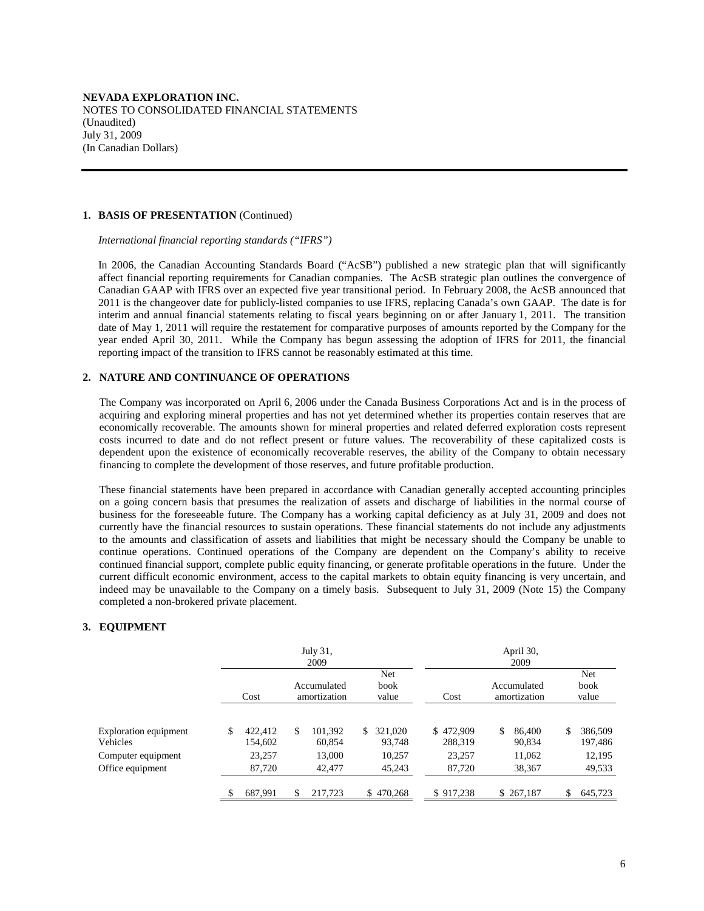**NEVADA EXPLORATION INC.**
NOTES TO CONSOLIDATED FINANCIAL STATEMENTS
(Unaudited)
July 31, 2009
(In Canadian Dollars)

## 1. BASIS OF PRESENTATION (Continued)

*International financial reporting standards ("IFRS")*

In 2006, the Canadian Accounting Standards Board ("AcSB") published a new strategic plan that will significantly affect financial reporting requirements for Canadian companies. The AcSB strategic plan outlines the convergence of Canadian GAAP with IFRS over an expected five year transitional period. In February 2008, the AcSB announced that 2011 is the changeover date for publicly-listed companies to use IFRS, replacing Canada's own GAAP. The date is for interim and annual financial statements relating to fiscal years beginning on or after January 1, 2011. The transition date of May 1, 2011 will require the restatement for comparative purposes of amounts reported by the Company for the year ended April 30, 2011. While the Company has begun assessing the adoption of IFRS for 2011, the financial reporting impact of the transition to IFRS cannot be reasonably estimated at this time.

## 2. NATURE AND CONTINUANCE OF OPERATIONS

The Company was incorporated on April 6, 2006 under the Canada Business Corporations Act and is in the process of acquiring and exploring mineral properties and has not yet determined whether its properties contain reserves that are economically recoverable. The amounts shown for mineral properties and related deferred exploration costs represent costs incurred to date and do not reflect present or future values. The recoverability of these capitalized costs is dependent upon the existence of economically recoverable reserves, the ability of the Company to obtain necessary financing to complete the development of those reserves, and future profitable production.

These financial statements have been prepared in accordance with Canadian generally accepted accounting principles on a going concern basis that presumes the realization of assets and discharge of liabilities in the normal course of business for the foreseeable future. The Company has a working capital deficiency as at July 31, 2009 and does not currently have the financial resources to sustain operations. These financial statements do not include any adjustments to the amounts and classification of assets and liabilities that might be necessary should the Company be unable to continue operations. Continued operations of the Company are dependent on the Company's ability to receive continued financial support, complete public equity financing, or generate profitable operations in the future. Under the current difficult economic environment, access to the capital markets to obtain equity financing is very uncertain, and indeed may be unavailable to the Company on a timely basis. Subsequent to July 31, 2009 (Note 15) the Company completed a non-brokered private placement.

## 3. EQUIPMENT

| | July 31, 2009 | | | April 30, 2009 | | |
|---|---|---|---|---|---|---|
| | Cost | Accumulated amortization | Net book value | Cost | Accumulated amortization | Net book value |
| Exploration equipment | $ 422,412 | $ 101,392 | $ 321,020 | $ 472,909 | $ 86,400 | $ 386,509 |
| Vehicles | 154,602 | 60,854 | 93,748 | 288,319 | 90,834 | 197,486 |
| Computer equipment | 23,257 | 13,000 | 10,257 | 23,257 | 11,062 | 12,195 |
| Office equipment | 87,720 | 42,477 | 45,243 | 87,720 | 38,367 | 49,533 |
| | $ 687,991 | $ 217,723 | $ 470,268 | $ 917,238 | $ 267,187 | $ 645,723 |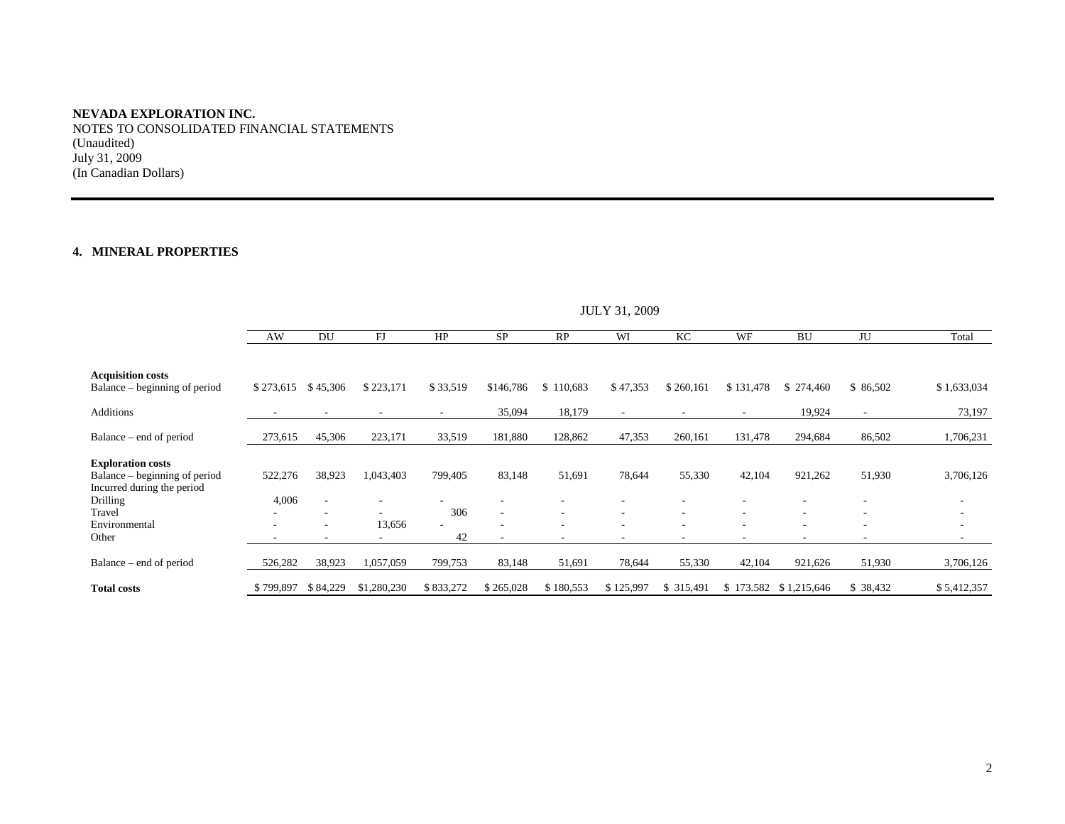**NEVADA EXPLORATION INC.**
NOTES TO CONSOLIDATED FINANCIAL STATEMENTS
(Unaudited)
July 31, 2009
(In Canadian Dollars)

## 4. MINERAL PROPERTIES

| | JULY 31, 2009 | | | | | | | | | | | |
|---|---|---|---|---|---|---|---|---|---|---|---|---|
| | AW | DU | FJ | HP | SP | RP | WI | KC | WF | BU | JU | Total |
| **Acquisition costs** | | | | | | | | | | | | |
| Balance – beginning of period | $ 273,615 | $ 45,306 | $ 223,171 | $ 33,519 | $146,786 | $ 110,683 | $ 47,353 | $ 260,161 | $ 131,478 | $ 274,460 | $ 86,502 | $ 1,633,034 |
| Additions | - | - | - | - | 35,094 | 18,179 | - | - | - | 19,924 | - | 73,197 |
| Balance – end of period | 273,615 | 45,306 | 223,171 | 33,519 | 181,880 | 128,862 | 47,353 | 260,161 | 131,478 | 294,684 | 86,502 | 1,706,231 |
| **Exploration costs** | | | | | | | | | | | | |
| Balance – beginning of period | 522,276 | 38,923 | 1,043,403 | 799,405 | 83,148 | 51,691 | 78,644 | 55,330 | 42,104 | 921,262 | 51,930 | 3,706,126 |
| Incurred during the period | | | | | | | | | | | | |
| Drilling | 4,006 | - | - | - | - | - | - | - | - | - | - | - |
| Travel | - | - | - | 306 | - | - | - | - | - | - | - | - |
| Environmental | - | - | 13,656 | - | - | - | - | - | - | - | - | - |
| Other | - | - | - | 42 | - | - | - | - | - | - | - | - |
| Balance – end of period | 526,282 | 38,923 | 1,057,059 | 799,753 | 83,148 | 51,691 | 78,644 | 55,330 | 42,104 | 921,626 | 51,930 | 3,706,126 |
| **Total costs** | $ 799,897 | $ 84,229 | $1,280,230 | $ 833,272 | $ 265,028 | $ 180,553 | $ 125,997 | $ 315,491 | $ 173.582 | $ 1,215,646 | $ 38,432 | $ 5,412,357 |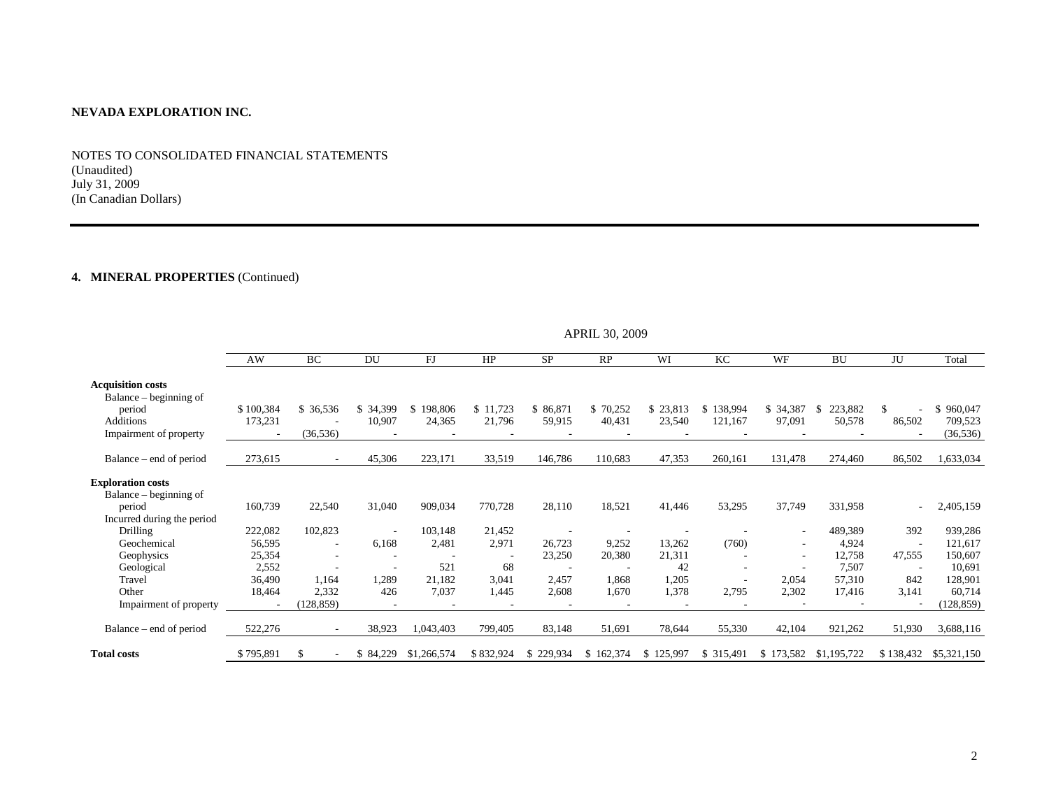**NEVADA EXPLORATION INC.**

NOTES TO CONSOLIDATED FINANCIAL STATEMENTS
(Unaudited)
July 31, 2009
(In Canadian Dollars)

**4. MINERAL PROPERTIES** (Continued)

| | APRIL 30, 2009 | | | | | | | | | | | | |
|---|---|---|---|---|---|---|---|---|---|---|---|---|---|
| | AW | BC | DU | FJ | HP | SP | RP | WI | KC | WF | BU | JU | Total |
| **Acquisition costs** | | | | | | | | | | | | | |
| Balance – beginning of period | $ 100,384 | $ 36,536 | $ 34,399 | $ 198,806 | $ 11,723 | $ 86,871 | $ 70,252 | $ 23,813 | $ 138,994 | $ 34,387 | $ 223,882 | $ - | $ 960,047 |
| Additions | 173,231 | - | 10,907 | 24,365 | 21,796 | 59,915 | 40,431 | 23,540 | 121,167 | 97,091 | 50,578 | 86,502 | 709,523 |
| Impairment of property | - | (36,536) | - | - | - | - | - | - | - | - | - | - | (36,536) |
| Balance – end of period | 273,615 | - | 45,306 | 223,171 | 33,519 | 146,786 | 110,683 | 47,353 | 260,161 | 131,478 | 274,460 | 86,502 | 1,633,034 |
| **Exploration costs** | | | | | | | | | | | | | |
| Balance – beginning of period | 160,739 | 22,540 | 31,040 | 909,034 | 770,728 | 28,110 | 18,521 | 41,446 | 53,295 | 37,749 | 331,958 | - | 2,405,159 |
| Incurred during the period | | | | | | | | | | | | | |
| Drilling | 222,082 | 102,823 | - | 103,148 | 21,452 | - | - | - | - | - | 489,389 | 392 | 939,286 |
| Geochemical | 56,595 | - | 6,168 | 2,481 | 2,971 | 26,723 | 9,252 | 13,262 | (760) | - | 4,924 | - | 121,617 |
| Geophysics | 25,354 | - | - | - | - | 23,250 | 20,380 | 21,311 | - | - | 12,758 | 47,555 | 150,607 |
| Geological | 2,552 | - | - | 521 | 68 | - | - | 42 | - | - | 7,507 | - | 10,691 |
| Travel | 36,490 | 1,164 | 1,289 | 21,182 | 3,041 | 2,457 | 1,868 | 1,205 | - | 2,054 | 57,310 | 842 | 128,901 |
| Other | 18,464 | 2,332 | 426 | 7,037 | 1,445 | 2,608 | 1,670 | 1,378 | 2,795 | 2,302 | 17,416 | 3,141 | 60,714 |
| Impairment of property | - | (128,859) | - | - | - | - | - | - | - | - | - | - | (128,859) |
| Balance – end of period | 522,276 | - | 38,923 | 1,043,403 | 799,405 | 83,148 | 51,691 | 78,644 | 55,330 | 42,104 | 921,262 | 51,930 | 3,688,116 |
| **Total costs** | $ 795,891 | $ - | $ 84,229 | $1,266,574 | $ 832,924 | $ 229,934 | $ 162,374 | $ 125,997 | $ 315,491 | $ 173,582 | $1,195,722 | $ 138,432 | $5,321,150 |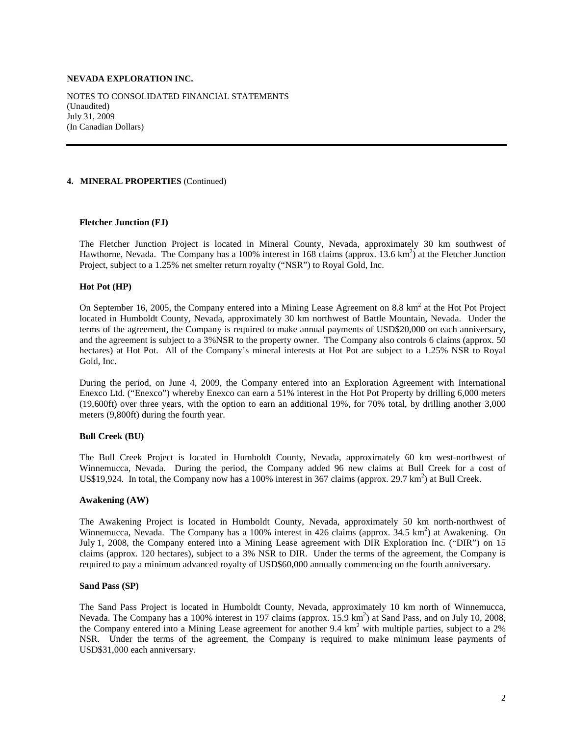**NEVADA EXPLORATION INC.**

NOTES TO CONSOLIDATED FINANCIAL STATEMENTS
(Unaudited)
July 31, 2009
(In Canadian Dollars)

**4. MINERAL PROPERTIES** (Continued)

**Fletcher Junction (FJ)**

The Fletcher Junction Project is located in Mineral County, Nevada, approximately 30 km southwest of Hawthorne, Nevada. The Company has a 100% interest in 168 claims (approx. 13.6 $km^2$) at the Fletcher Junction Project, subject to a 1.25% net smelter return royalty ("NSR") to Royal Gold, Inc.

**Hot Pot (HP)**

On September 16, 2005, the Company entered into a Mining Lease Agreement on 8.8 $km^2$ at the Hot Pot Project located in Humboldt County, Nevada, approximately 30 km northwest of Battle Mountain, Nevada. Under the terms of the agreement, the Company is required to make annual payments of USD$20,000 on each anniversary, and the agreement is subject to a 3%NSR to the property owner. The Company also controls 6 claims (approx. 50 hectares) at Hot Pot. All of the Company's mineral interests at Hot Pot are subject to a 1.25% NSR to Royal Gold, Inc.

During the period, on June 4, 2009, the Company entered into an Exploration Agreement with International Enexco Ltd. ("Enexco") whereby Enexco can earn a 51% interest in the Hot Pot Property by drilling 6,000 meters (19,600ft) over three years, with the option to earn an additional 19%, for 70% total, by drilling another 3,000 meters (9,800ft) during the fourth year.

**Bull Creek (BU)**

The Bull Creek Project is located in Humboldt County, Nevada, approximately 60 km west-northwest of Winnemucca, Nevada. During the period, the Company added 96 new claims at Bull Creek for a cost of US$19,924. In total, the Company now has a 100% interest in 367 claims (approx. 29.7 $km^2$) at Bull Creek.

**Awakening (AW)**

The Awakening Project is located in Humboldt County, Nevada, approximately 50 km north-northwest of Winnemucca, Nevada. The Company has a 100% interest in 426 claims (approx. 34.5 $km^2$) at Awakening. On July 1, 2008, the Company entered into a Mining Lease agreement with DIR Exploration Inc. ("DIR") on 15 claims (approx. 120 hectares), subject to a 3% NSR to DIR. Under the terms of the agreement, the Company is required to pay a minimum advanced royalty of USD$60,000 annually commencing on the fourth anniversary.

**Sand Pass (SP)**

The Sand Pass Project is located in Humboldt County, Nevada, approximately 10 km north of Winnemucca, Nevada. The Company has a 100% interest in 197 claims (approx. 15.9 $km^2$) at Sand Pass, and on July 10, 2008, the Company entered into a Mining Lease agreement for another 9.4 $km^2$ with multiple parties, subject to a 2% NSR. Under the terms of the agreement, the Company is required to make minimum lease payments of USD$31,000 each anniversary.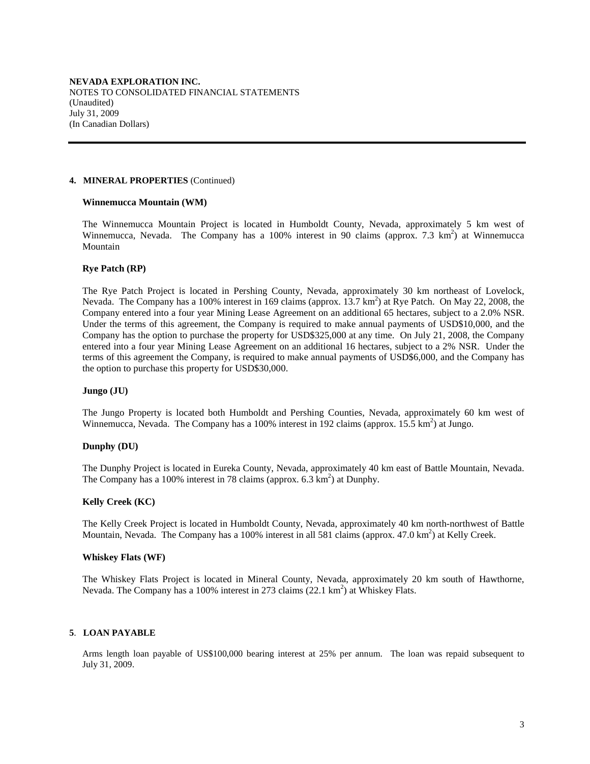## 4. MINERAL PROPERTIES (Continued)

### Winnemucca Mountain (WM)

The Winnemucca Mountain Project is located in Humboldt County, Nevada, approximately 5 km west of Winnemucca, Nevada. The Company has a 100% interest in 90 claims (approx. 7.3 $km^2$) at Winnemucca Mountain

### Rye Patch (RP)

The Rye Patch Project is located in Pershing County, Nevada, approximately 30 km northeast of Lovelock, Nevada. The Company has a 100% interest in 169 claims (approx. 13.7 $km^2$) at Rye Patch. On May 22, 2008, the Company entered into a four year Mining Lease Agreement on an additional 65 hectares, subject to a 2.0% NSR. Under the terms of this agreement, the Company is required to make annual payments of USD$10,000, and the Company has the option to purchase the property for USD$325,000 at any time. On July 21, 2008, the Company entered into a four year Mining Lease Agreement on an additional 16 hectares, subject to a 2% NSR. Under the terms of this agreement the Company, is required to make annual payments of USD$6,000, and the Company has the option to purchase this property for USD$30,000.

### Jungo (JU)

The Jungo Property is located both Humboldt and Pershing Counties, Nevada, approximately 60 km west of Winnemucca, Nevada. The Company has a 100% interest in 192 claims (approx. 15.5 $km^2$) at Jungo.

### Dunphy (DU)

The Dunphy Project is located in Eureka County, Nevada, approximately 40 km east of Battle Mountain, Nevada. The Company has a 100% interest in 78 claims (approx. 6.3 $km^2$) at Dunphy.

### Kelly Creek (KC)

The Kelly Creek Project is located in Humboldt County, Nevada, approximately 40 km north-northwest of Battle Mountain, Nevada. The Company has a 100% interest in all 581 claims (approx. 47.0 $km^2$) at Kelly Creek.

### Whiskey Flats (WF)

The Whiskey Flats Project is located in Mineral County, Nevada, approximately 20 km south of Hawthorne, Nevada. The Company has a 100% interest in 273 claims (22.1 $km^2$) at Whiskey Flats.

## 5. LOAN PAYABLE

Arms length loan payable of US$100,000 bearing interest at 25% per annum. The loan was repaid subsequent to July 31, 2009.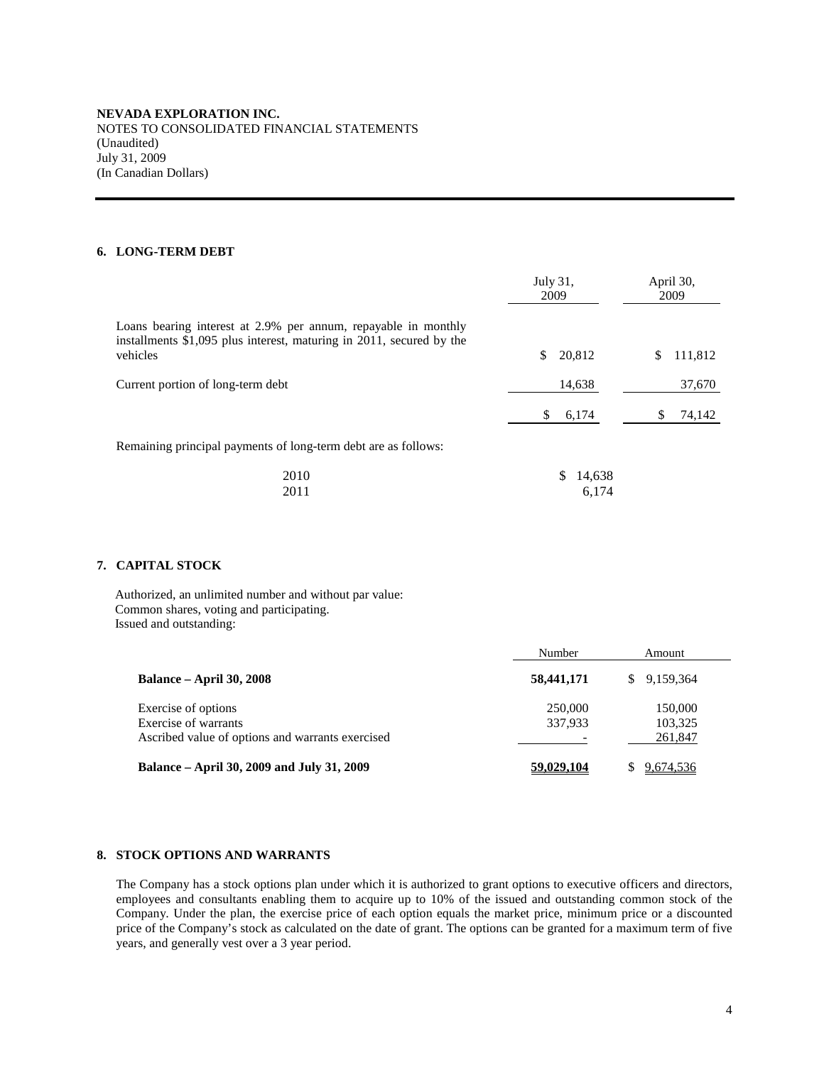**NEVADA EXPLORATION INC.**
NOTES TO CONSOLIDATED FINANCIAL STATEMENTS
(Unaudited)
July 31, 2009
(In Canadian Dollars)

### 6. LONG-TERM DEBT

| | July 31, 2009 | April 30, 2009 |
|---|---|---|
| Loans bearing interest at 2.9% per annum, repayable in monthly installments $1,095 plus interest, maturing in 2011, secured by the vehicles | $ 20,812 | $ 111,812 |
| Current portion of long-term debt | 14,638 | 37,670 |
| | $ 6,174 | $ 74,142 |

Remaining principal payments of long-term debt are as follows:

| | |
|---|---|
| 2010 | $ 14,638 |
| 2011 | 6,174 |

### 7. CAPITAL STOCK

Authorized, an unlimited number and without par value:
Common shares, voting and participating.
Issued and outstanding:

| | Number | Amount |
|---|---|---|
| **Balance – April 30, 2008** | **58,441,171** | $ 9,159,364 |
| Exercise of options | 250,000 | 150,000 |
| Exercise of warrants | 337,933 | 103,325 |
| Ascribed value of options and warrants exercised | - | 261,847 |
| **Balance – April 30, 2009 and July 31, 2009** | **59,029,104** | $ 9,674,536 |

### 8. STOCK OPTIONS AND WARRANTS

The Company has a stock options plan under which it is authorized to grant options to executive officers and directors, employees and consultants enabling them to acquire up to 10% of the issued and outstanding common stock of the Company. Under the plan, the exercise price of each option equals the market price, minimum price or a discounted price of the Company's stock as calculated on the date of grant. The options can be granted for a maximum term of five years, and generally vest over a 3 year period.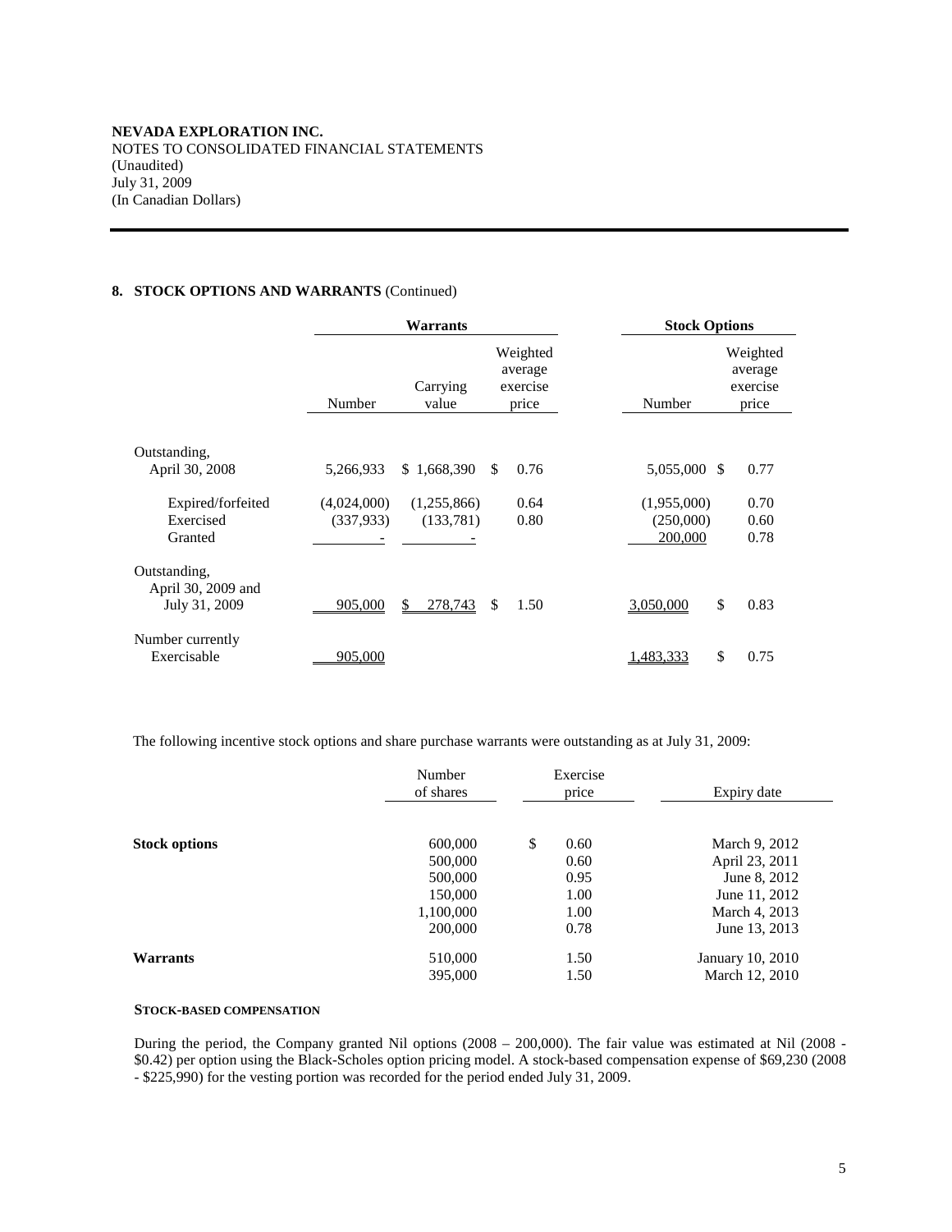**NEVADA EXPLORATION INC.**
NOTES TO CONSOLIDATED FINANCIAL STATEMENTS
(Unaudited)
July 31, 2009
(In Canadian Dollars)

## 8. STOCK OPTIONS AND WARRANTS (Continued)

| | Warrants | | | Stock Options | |
|---|---|---|---|---|---|
| | Number | Carrying value | Weighted average exercise price | Number | Weighted average exercise price |
| Outstanding, April 30, 2008 | 5,266,933 | $ 1,668,390 | $ 0.76 | 5,055,000 | $ 0.77 |
| Expired/forfeited | (4,024,000) | (1,255,866) | 0.64 | (1,955,000) | 0.70 |
| Exercised | (337,933) | (133,781) | 0.80 | (250,000) | 0.60 |
| Granted | - | - | | 200,000 | 0.78 |
| Outstanding, April 30, 2009 and July 31, 2009 | 905,000 | $ 278,743 | $ 1.50 | 3,050,000 | $ 0.83 |
| Number currently Exercisable | 905,000 | | | 1,483,333 | $ 0.75 |

The following incentive stock options and share purchase warrants were outstanding as at July 31, 2009:

| | Number of shares | Exercise price | Expiry date |
|---|---|---|---|
| **Stock options** | 600,000 | $ 0.60 | March 9, 2012 |
| | 500,000 | 0.60 | April 23, 2011 |
| | 500,000 | 0.95 | June 8, 2012 |
| | 150,000 | 1.00 | June 11, 2012 |
| | 1,100,000 | 1.00 | March 4, 2013 |
| | 200,000 | 0.78 | June 13, 2013 |
| **Warrants** | 510,000 | 1.50 | January 10, 2010 |
| | 395,000 | 1.50 | March 12, 2010 |

**STOCK-BASED COMPENSATION**

During the period, the Company granted Nil options (2008 – 200,000). The fair value was estimated at Nil (2008 - $0.42) per option using the Black-Scholes option pricing model. A stock-based compensation expense of $69,230 (2008 - $225,990) for the vesting portion was recorded for the period ended July 31, 2009.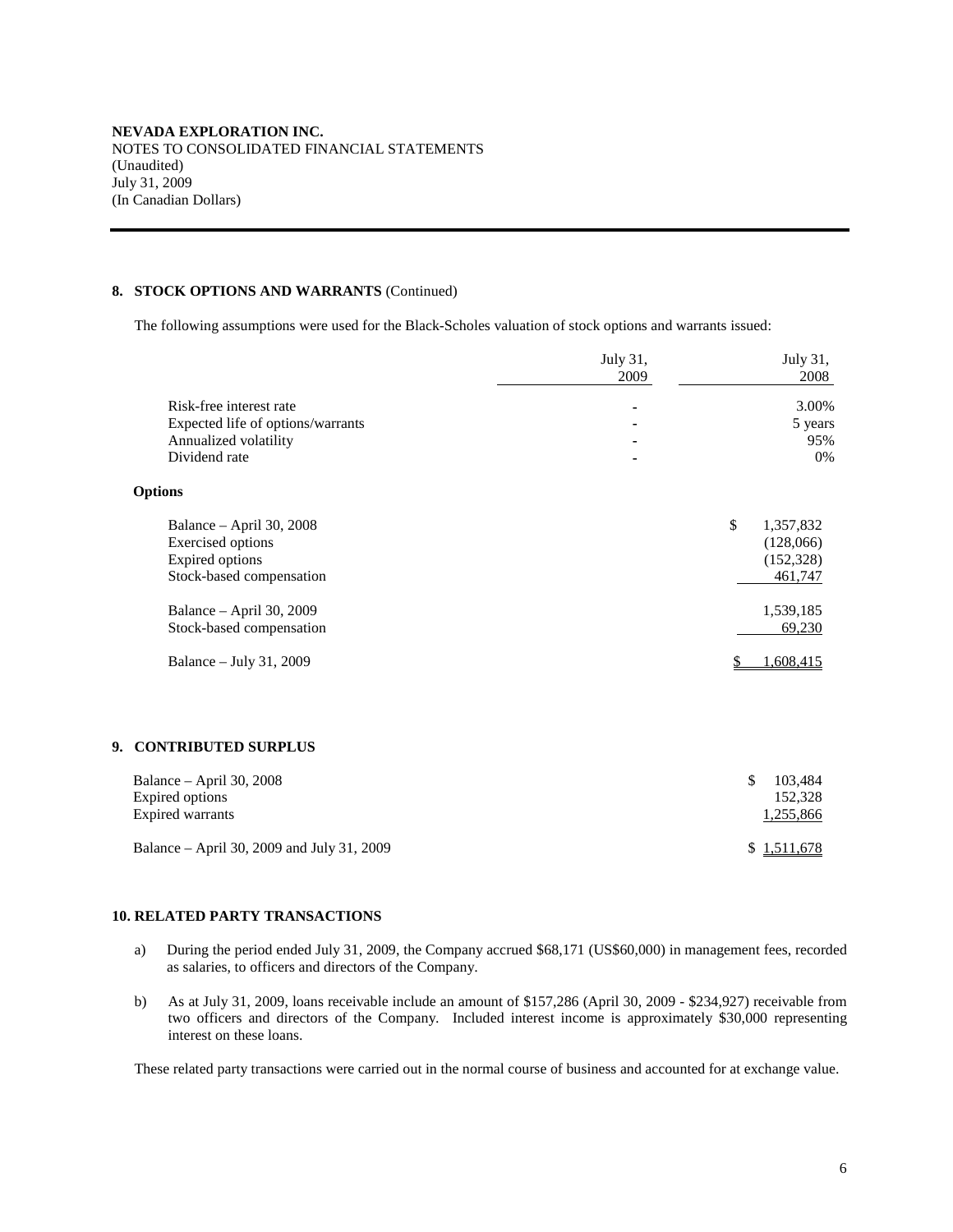**NEVADA EXPLORATION INC.**
NOTES TO CONSOLIDATED FINANCIAL STATEMENTS
(Unaudited)
July 31, 2009
(In Canadian Dollars)

## 8. STOCK OPTIONS AND WARRANTS (Continued)

The following assumptions were used for the Black-Scholes valuation of stock options and warrants issued:

| | July 31, 2009 | July 31, 2008 |
|---|---|---|
| Risk-free interest rate | - | 3.00% |
| Expected life of options/warrants | - | 5 years |
| Annualized volatility | - | 95% |
| Dividend rate | - | 0% |

**Options**

| | |
|---|---|
| Balance – April 30, 2008 | $ 1,357,832 |
| Exercised options | (128,066) |
| Expired options | (152,328) |
| Stock-based compensation | 461,747 |
| Balance – April 30, 2009 | 1,539,185 |
| Stock-based compensation | 69,230 |
| Balance – July 31, 2009 | $ 1,608,415 |

## 9. CONTRIBUTED SURPLUS

| | |
|---|---|
| Balance – April 30, 2008 | $ 103,484 |
| Expired options | 152,328 |
| Expired warrants | 1,255,866 |
| Balance – April 30, 2009 and July 31, 2009 | $ 1,511,678 |

## 10. RELATED PARTY TRANSACTIONS

a) During the period ended July 31, 2009, the Company accrued $68,171 (US$60,000) in management fees, recorded as salaries, to officers and directors of the Company.

b) As at July 31, 2009, loans receivable include an amount of $157,286 (April 30, 2009 - $234,927) receivable from two officers and directors of the Company. Included interest income is approximately $30,000 representing interest on these loans.

These related party transactions were carried out in the normal course of business and accounted for at exchange value.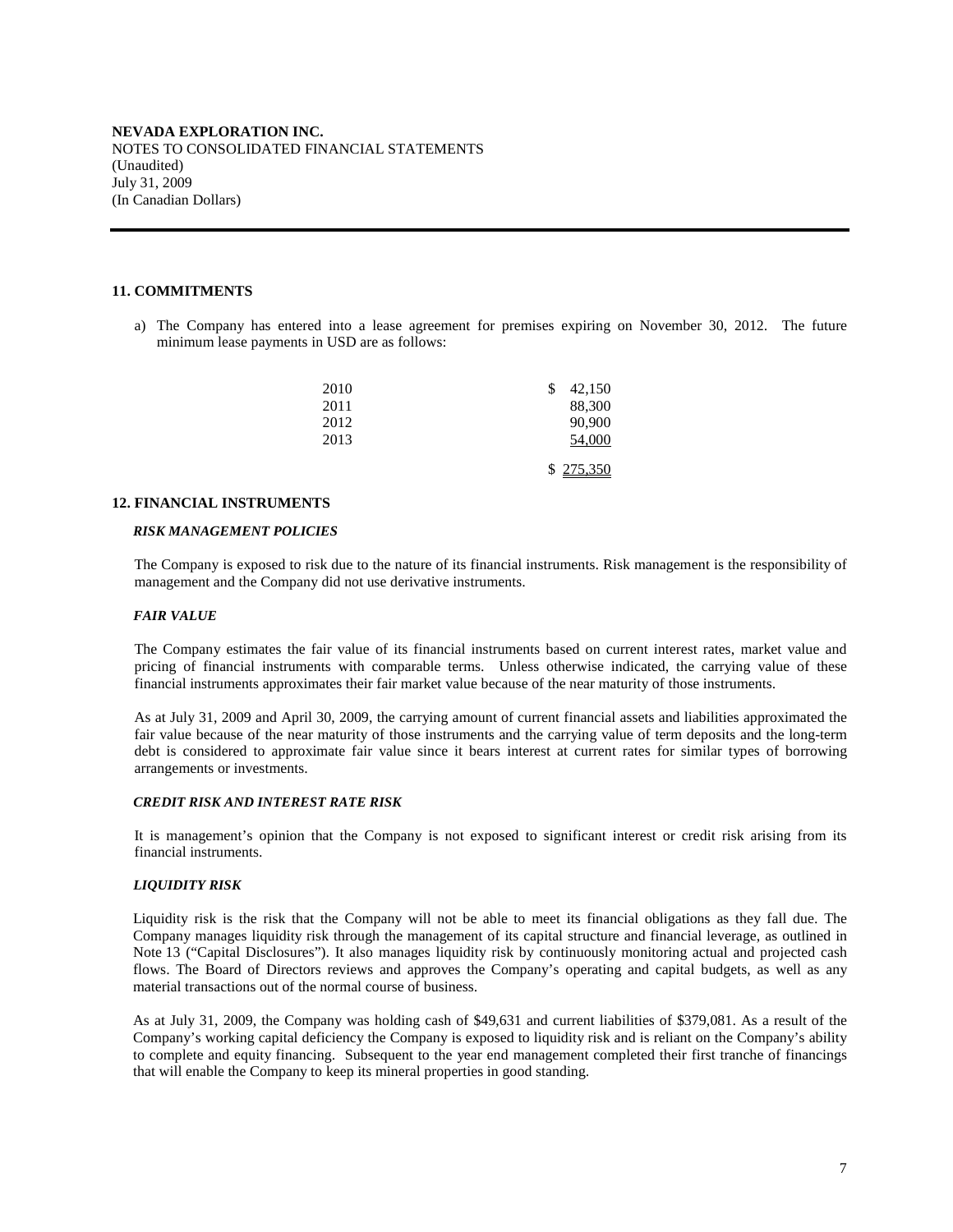**NEVADA EXPLORATION INC.**
NOTES TO CONSOLIDATED FINANCIAL STATEMENTS
(Unaudited)
July 31, 2009
(In Canadian Dollars)

## 11. COMMITMENTS

a) The Company has entered into a lease agreement for premises expiring on November 30, 2012. The future minimum lease payments in USD are as follows:

| | |
|---|---|
| 2010 | $ 42,150 |
| 2011 | 88,300 |
| 2012 | 90,900 |
| 2013 | 54,000 |
| | $ 275,350 |

## 12. FINANCIAL INSTRUMENTS

### *RISK MANAGEMENT POLICIES*

The Company is exposed to risk due to the nature of its financial instruments. Risk management is the responsibility of management and the Company did not use derivative instruments.

### *FAIR VALUE*

The Company estimates the fair value of its financial instruments based on current interest rates, market value and pricing of financial instruments with comparable terms. Unless otherwise indicated, the carrying value of these financial instruments approximates their fair market value because of the near maturity of those instruments.

As at July 31, 2009 and April 30, 2009, the carrying amount of current financial assets and liabilities approximated the fair value because of the near maturity of those instruments and the carrying value of term deposits and the long-term debt is considered to approximate fair value since it bears interest at current rates for similar types of borrowing arrangements or investments.

### *CREDIT RISK AND INTEREST RATE RISK*

It is management's opinion that the Company is not exposed to significant interest or credit risk arising from its financial instruments.

### *LIQUIDITY RISK*

Liquidity risk is the risk that the Company will not be able to meet its financial obligations as they fall due. The Company manages liquidity risk through the management of its capital structure and financial leverage, as outlined in Note 13 ("Capital Disclosures"). It also manages liquidity risk by continuously monitoring actual and projected cash flows. The Board of Directors reviews and approves the Company's operating and capital budgets, as well as any material transactions out of the normal course of business.

As at July 31, 2009, the Company was holding cash of $49,631 and current liabilities of $379,081. As a result of the Company's working capital deficiency the Company is exposed to liquidity risk and is reliant on the Company's ability to complete and equity financing. Subsequent to the year end management completed their first tranche of financings that will enable the Company to keep its mineral properties in good standing.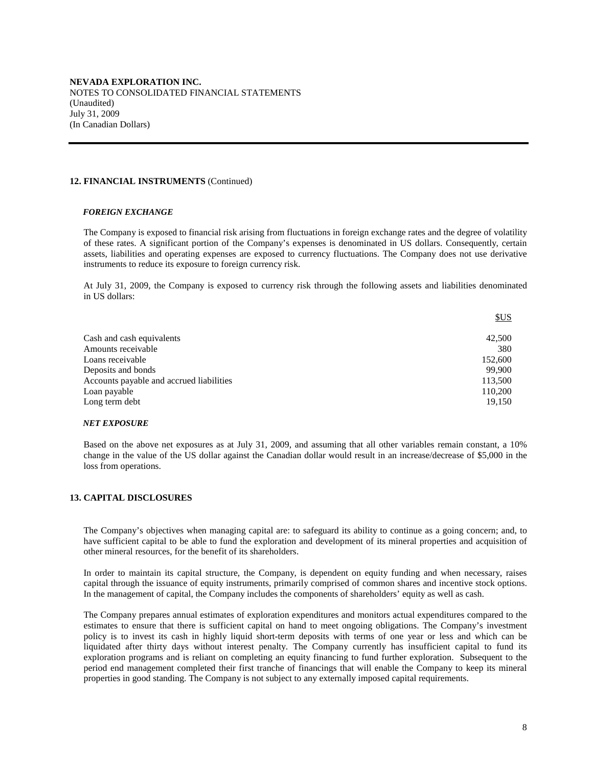**NEVADA EXPLORATION INC.**
NOTES TO CONSOLIDATED FINANCIAL STATEMENTS
(Unaudited)
July 31, 2009
(In Canadian Dollars)

## 12. FINANCIAL INSTRUMENTS (Continued)

### *FOREIGN EXCHANGE*

The Company is exposed to financial risk arising from fluctuations in foreign exchange rates and the degree of volatility of these rates. A significant portion of the Company's expenses is denominated in US dollars. Consequently, certain assets, liabilities and operating expenses are exposed to currency fluctuations. The Company does not use derivative instruments to reduce its exposure to foreign currency risk.

At July 31, 2009, the Company is exposed to currency risk through the following assets and liabilities denominated in US dollars:

| | $US |
|---|---:|
| Cash and cash equivalents | 42,500 |
| Amounts receivable | 380 |
| Loans receivable | 152,600 |
| Deposits and bonds | 99,900 |
| Accounts payable and accrued liabilities | 113,500 |
| Loan payable | 110,200 |
| Long term debt | 19,150 |

### *NET EXPOSURE*

Based on the above net exposures as at July 31, 2009, and assuming that all other variables remain constant, a 10% change in the value of the US dollar against the Canadian dollar would result in an increase/decrease of $5,000 in the loss from operations.

## 13. CAPITAL DISCLOSURES

The Company's objectives when managing capital are: to safeguard its ability to continue as a going concern; and, to have sufficient capital to be able to fund the exploration and development of its mineral properties and acquisition of other mineral resources, for the benefit of its shareholders.

In order to maintain its capital structure, the Company, is dependent on equity funding and when necessary, raises capital through the issuance of equity instruments, primarily comprised of common shares and incentive stock options. In the management of capital, the Company includes the components of shareholders' equity as well as cash.

The Company prepares annual estimates of exploration expenditures and monitors actual expenditures compared to the estimates to ensure that there is sufficient capital on hand to meet ongoing obligations. The Company's investment policy is to invest its cash in highly liquid short-term deposits with terms of one year or less and which can be liquidated after thirty days without interest penalty. The Company currently has insufficient capital to fund its exploration programs and is reliant on completing an equity financing to fund further exploration. Subsequent to the period end management completed their first tranche of financings that will enable the Company to keep its mineral properties in good standing. The Company is not subject to any externally imposed capital requirements.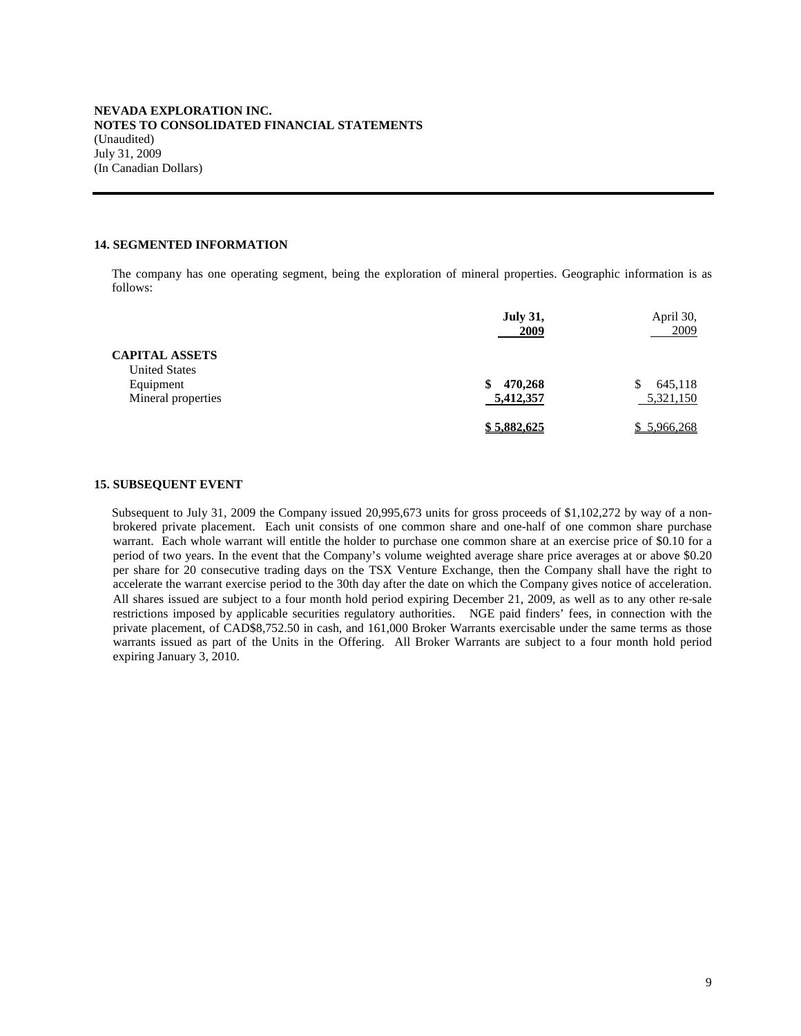**NEVADA EXPLORATION INC.**
**NOTES TO CONSOLIDATED FINANCIAL STATEMENTS**
(Unaudited)
July 31, 2009
(In Canadian Dollars)

## 14. SEGMENTED INFORMATION

The company has one operating segment, being the exploration of mineral properties. Geographic information is as follows:

| | **July 31, 2009** | April 30, 2009 |
|---|---|---|
| **CAPITAL ASSETS** | | |
| United States | | |
| Equipment | **$ 470,268** | $ 645,118 |
| Mineral properties | **5,412,357** | 5,321,150 |
| | **$ 5,882,625** | $ 5,966,268 |

## 15. SUBSEQUENT EVENT

Subsequent to July 31, 2009 the Company issued 20,995,673 units for gross proceeds of $1,102,272 by way of a non-brokered private placement. Each unit consists of one common share and one-half of one common share purchase warrant. Each whole warrant will entitle the holder to purchase one common share at an exercise price of $0.10 for a period of two years. In the event that the Company's volume weighted average share price averages at or above $0.20 per share for 20 consecutive trading days on the TSX Venture Exchange, then the Company shall have the right to accelerate the warrant exercise period to the 30th day after the date on which the Company gives notice of acceleration. All shares issued are subject to a four month hold period expiring December 21, 2009, as well as to any other re-sale restrictions imposed by applicable securities regulatory authorities. NGE paid finders' fees, in connection with the private placement, of CAD$8,752.50 in cash, and 161,000 Broker Warrants exercisable under the same terms as those warrants issued as part of the Units in the Offering. All Broker Warrants are subject to a four month hold period expiring January 3, 2010.